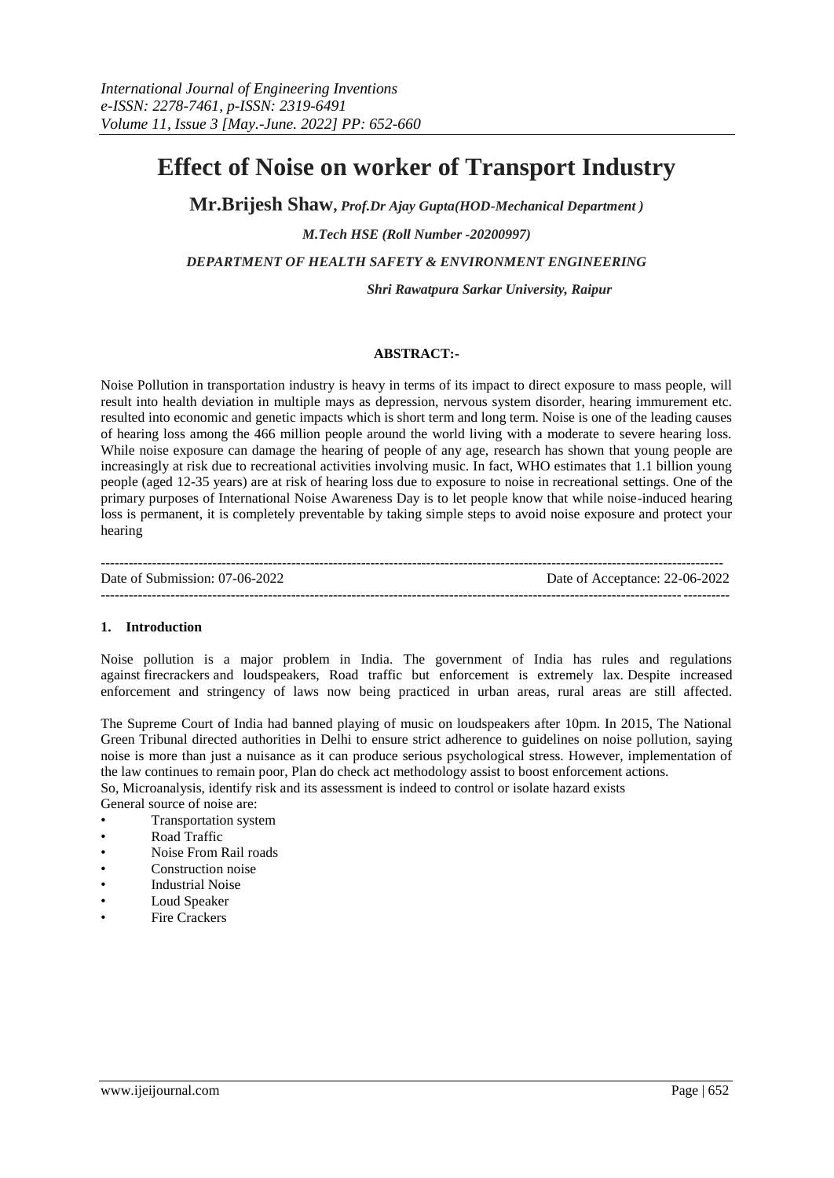# Effect of Noise on worker of Transport Industry

**Mr.Brijesh Shaw**, ***Prof.Dr Ajay Gupta(HOD-Mechanical Department )***

***M.Tech HSE (Roll Number -20200997)***

***DEPARTMENT OF HEALTH SAFETY & ENVIRONMENT ENGINEERING***

***Shri Rawatpura Sarkar University, Raipur***

**ABSTRACT:-**

Noise Pollution in transportation industry is heavy in terms of its impact to direct exposure to mass people, will result into health deviation in multiple mays as depression, nervous system disorder, hearing immurement etc. resulted into economic and genetic impacts which is short term and long term. Noise is one of the leading causes of hearing loss among the 466 million people around the world living with a moderate to severe hearing loss. While noise exposure can damage the hearing of people of any age, research has shown that young people are increasingly at risk due to recreational activities involving music. In fact, WHO estimates that 1.1 billion young people (aged 12-35 years) are at risk of hearing loss due to exposure to noise in recreational settings. One of the primary purposes of International Noise Awareness Day is to let people know that while noise-induced hearing loss is permanent, it is completely preventable by taking simple steps to avoid noise exposure and protect your hearing

---

Date of Submission: 07-06-2022 Date of Acceptance: 22-06-2022

---

## 1. Introduction

Noise pollution is a major problem in India. The government of India has rules and regulations against firecrackers and loudspeakers, Road traffic but enforcement is extremely lax. Despite increased enforcement and stringency of laws now being practiced in urban areas, rural areas are still affected.

The Supreme Court of India had banned playing of music on loudspeakers after 10pm. In 2015, The National Green Tribunal directed authorities in Delhi to ensure strict adherence to guidelines on noise pollution, saying noise is more than just a nuisance as it can produce serious psychological stress. However, implementation of the law continues to remain poor, Plan do check act methodology assist to boost enforcement actions.
So, Microanalysis, identify risk and its assessment is indeed to control or isolate hazard exists
General source of noise are:

- Transportation system
- Road Traffic
- Noise From Rail roads
- Construction noise
- Industrial Noise
- Loud Speaker
- Fire Crackers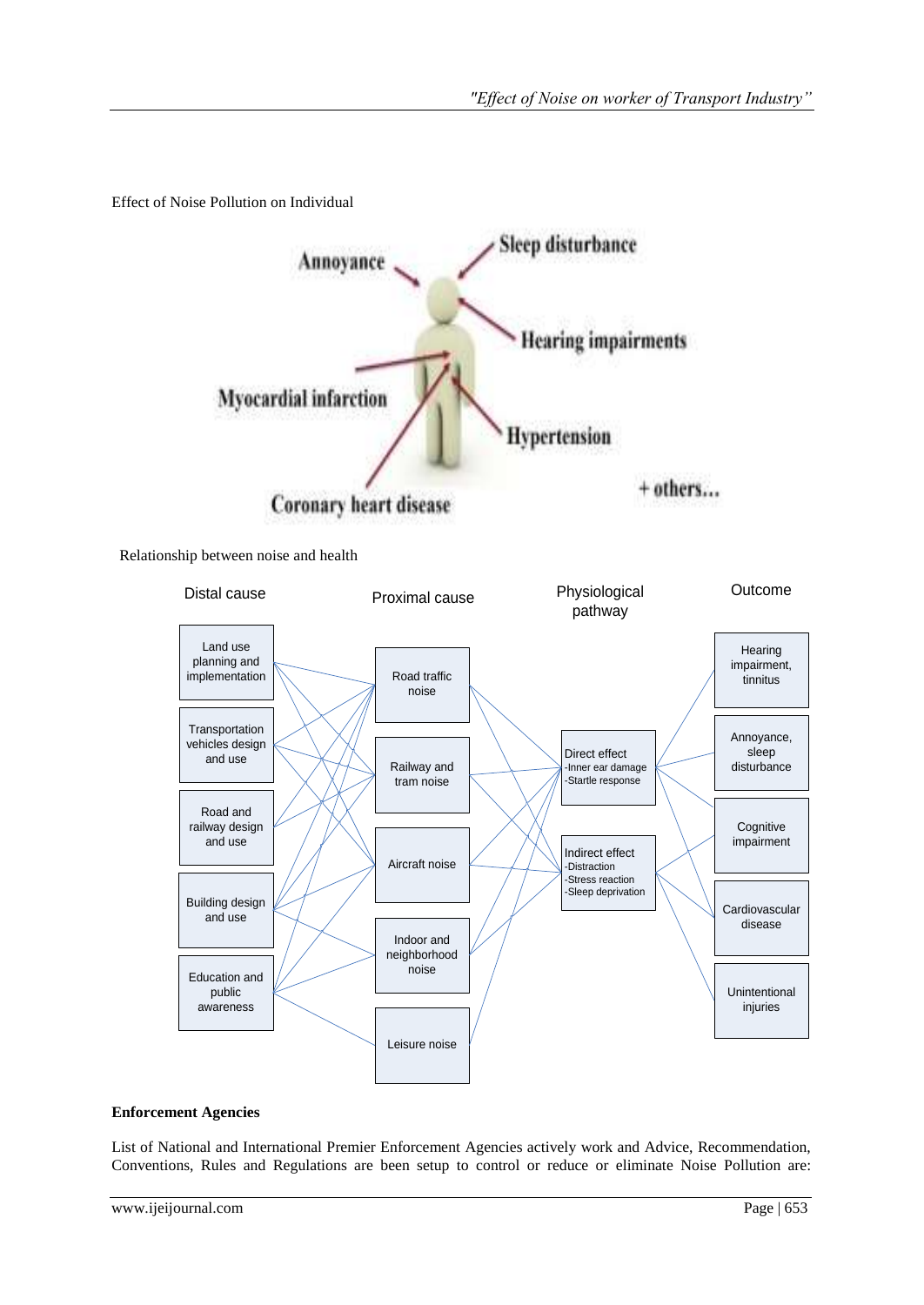Effect of Noise Pollution on Individual

Annoyance

Sleep disturbance

Hearing impairments

Myocardial infarction

Hypertension

Coronary heart disease

+ others...

Relationship between noise and health

| Distal cause | Proximal cause | Physiological pathway | Outcome |
|---|---|---|---|
| Land use planning and implementation | Road traffic noise | Direct effect -Inner ear damage -Startle response | Hearing impairment, tinnitus |
| Transportation vehicles design and use | Railway and tram noise | Indirect effect -Distraction -Stress reaction -Sleep deprivation | Annoyance, sleep disturbance |
| Road and railway design and use | Aircraft noise | | Cognitive impairment |
| Building design and use | Indoor and neighborhood noise | | Cardiovascular disease |
| Education and public awareness | Leisure noise | | Unintentional injuries |

**Enforcement Agencies**

List of National and International Premier Enforcement Agencies actively work and Advice, Recommendation, Conventions, Rules and Regulations are been setup to control or reduce or eliminate Noise Pollution are: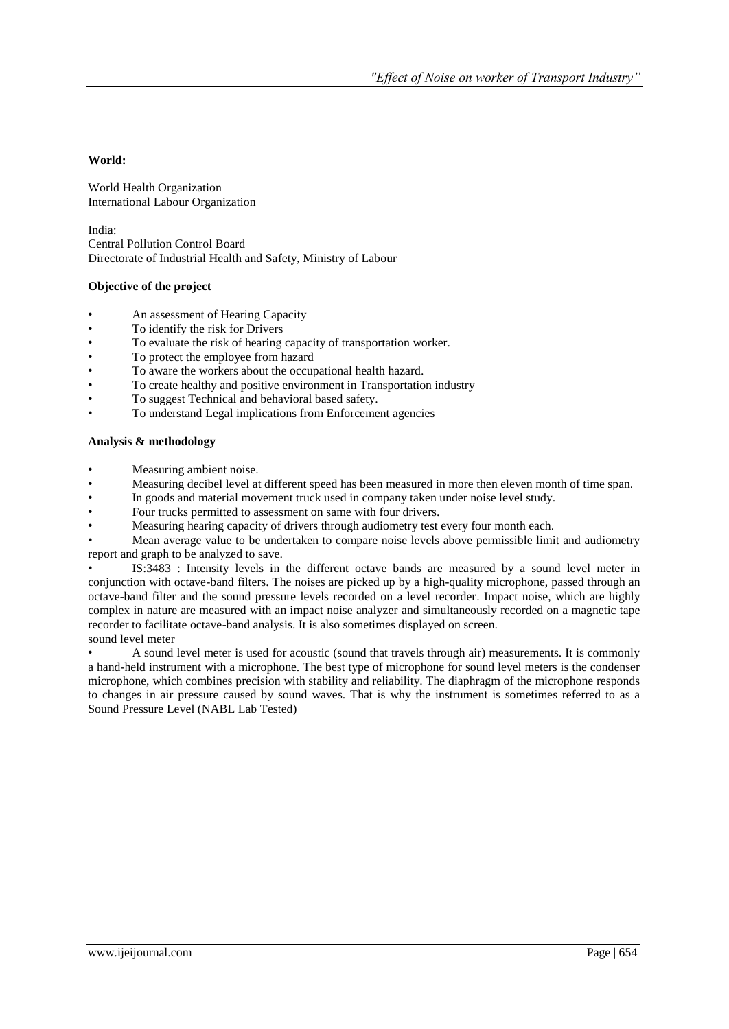**World:**

World Health Organization
International Labour Organization

India:
Central Pollution Control Board
Directorate of Industrial Health and Safety, Ministry of Labour

**Objective of the project**

- An assessment of Hearing Capacity
- To identify the risk for Drivers
- To evaluate the risk of hearing capacity of transportation worker.
- To protect the employee from hazard
- To aware the workers about the occupational health hazard.
- To create healthy and positive environment in Transportation industry
- To suggest Technical and behavioral based safety.
- To understand Legal implications from Enforcement agencies

**Analysis & methodology**

- Measuring ambient noise.
- Measuring decibel level at different speed has been measured in more then eleven month of time span.
- In goods and material movement truck used in company taken under noise level study.
- Four trucks permitted to assessment on same with four drivers.
- Measuring hearing capacity of drivers through audiometry test every four month each.
- Mean average value to be undertaken to compare noise levels above permissible limit and audiometry report and graph to be analyzed to save.
- IS:3483 : Intensity levels in the different octave bands are measured by a sound level meter in conjunction with octave-band filters. The noises are picked up by a high-quality microphone, passed through an octave-band filter and the sound pressure levels recorded on a level recorder. Impact noise, which are highly complex in nature are measured with an impact noise analyzer and simultaneously recorded on a magnetic tape recorder to facilitate octave-band analysis. It is also sometimes displayed on screen.

sound level meter

- A sound level meter is used for acoustic (sound that travels through air) measurements. It is commonly a hand-held instrument with a microphone. The best type of microphone for sound level meters is the condenser microphone, which combines precision with stability and reliability. The diaphragm of the microphone responds to changes in air pressure caused by sound waves. That is why the instrument is sometimes referred to as a Sound Pressure Level (NABL Lab Tested)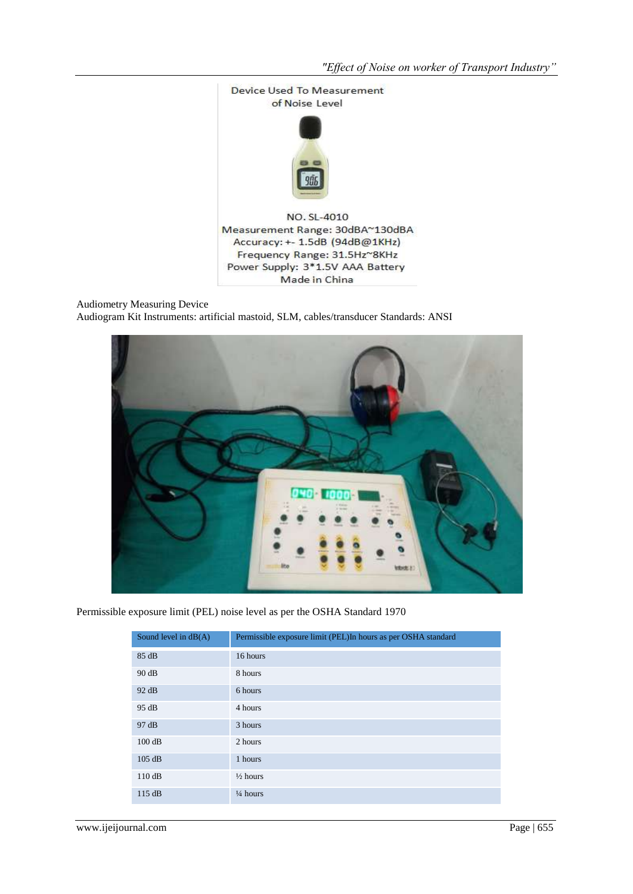Device Used To Measurement of Noise Level

NO. SL-4010
Measurement Range: 30dBA~130dBA
Accuracy: +- 1.5dB (94dB@1KHz)
Frequency Range: 31.5Hz~8KHz
Power Supply: 3*1.5V AAA Battery
Made in China

Audiometry Measuring Device
Audiogram Kit Instruments: artificial mastoid, SLM, cables/transducer Standards: ANSI

Permissible exposure limit (PEL) noise level as per the OSHA Standard 1970

| Sound level in dB(A) | Permissible exposure limit (PEL)In hours as per OSHA standard |
| --- | --- |
| 85 dB | 16 hours |
| 90 dB | 8 hours |
| 92 dB | 6 hours |
| 95 dB | 4 hours |
| 97 dB | 3 hours |
| 100 dB | 2 hours |
| 105 dB | 1 hours |
| 110 dB | ½ hours |
| 115 dB | ¼ hours |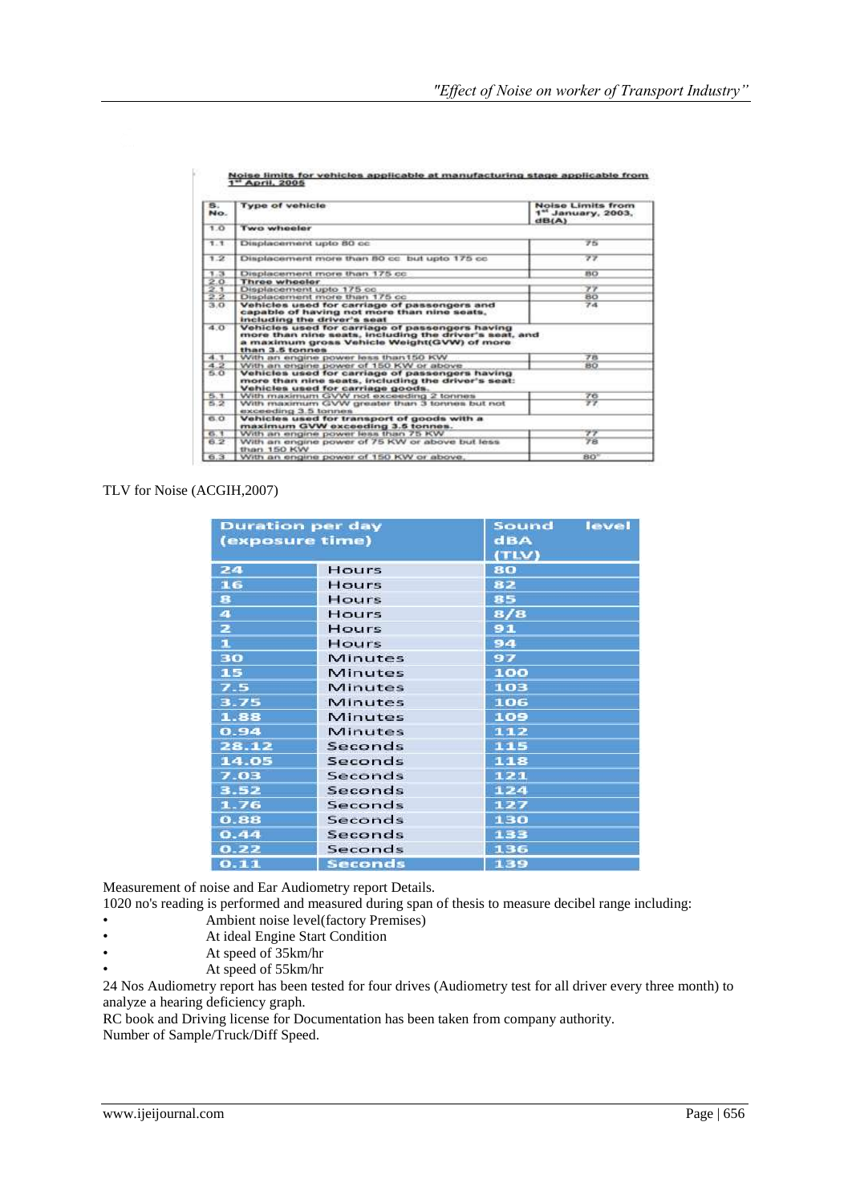**Noise limits for vehicles applicable at manufacturing stage applicable from 1st April, 2005**

| S. No. | Type of vehicle | Noise Limits from 1st January, 2003, dB(A) |
|---|---|---|
| 1.0 | **Two wheeler** | |
| 1.1 | Displacement upto 80 cc | 75 |
| 1.2 | Displacement more than 80 cc but upto 175 cc | 77 |
| 1.3 | Displacement more than 175 cc | 80 |
| 2.0 | **Three wheeler** | |
| 2.1 | Displacement upto 175 cc | 77 |
| 2.2 | Displacement more than 175 cc | 80 |
| 3.0 | **Vehicles used for carriage of passengers and capable of having not more than nine seats, including the driver's seat** | 74 |
| 4.0 | **Vehicles used for carriage of passengers having more than nine seats, including the driver's seat, and a maximum gross Vehicle Weight(GVW) of more than 3.5 tonnes** | |
| 4.1 | With an engine power less than150 KW | 78 |
| 4.2 | With an engine power of 150 KW or above | 80 |
| 5.0 | **Vehicles used for carriage of passengers having more than nine seats, including the driver's seat: Vehicles used for carriage goods.** | |
| 5.1 | With maximum GVW not exceeding 2 tonnes | 76 |
| 5.2 | With maximum GVW greater than 3 tonnes but not exceeding 3.5 tonnes | 77 |
| 6.0 | **Vehicles used for transport of goods with a maximum GVW exceeding 3.5 tonnes.** | |
| 6.1 | With an engine power less than 75 KW | 77 |
| 6.2 | With an engine power of 75 KW or above but less than 150 KW | 78 |
| 6.3 | With an engine power of 150 KW or above. | 80" |

TLV for Noise (ACGIH,2007)

| Duration per day (exposure time) | | Sound level dBA (TLV) |
|---|---|---|
| 24 | Hours | 80 |
| 16 | Hours | 82 |
| 8 | Hours | 85 |
| 4 | Hours | 8/8 |
| 2 | Hours | 91 |
| 1 | Hours | 94 |
| 30 | Minutes | 97 |
| 15 | Minutes | 100 |
| 7.5 | Minutes | 103 |
| 3.75 | Minutes | 106 |
| 1.88 | Minutes | 109 |
| 0.94 | Minutes | 112 |
| 28.12 | Seconds | 115 |
| 14.05 | Seconds | 118 |
| 7.03 | Seconds | 121 |
| 3.52 | Seconds | 124 |
| 1.76 | Seconds | 127 |
| 0.88 | Seconds | 130 |
| 0.44 | Seconds | 133 |
| 0.22 | Seconds | 136 |
| 0.11 | Seconds | 139 |

Measurement of noise and Ear Audiometry report Details.

1020 no's reading is performed and measured during span of thesis to measure decibel range including:

- Ambient noise level(factory Premises)
- At ideal Engine Start Condition
- At speed of 35km/hr
- At speed of 55km/hr

24 Nos Audiometry report has been tested for four drives (Audiometry test for all driver every three month) to analyze a hearing deficiency graph.

RC book and Driving license for Documentation has been taken from company authority.

Number of Sample/Truck/Diff Speed.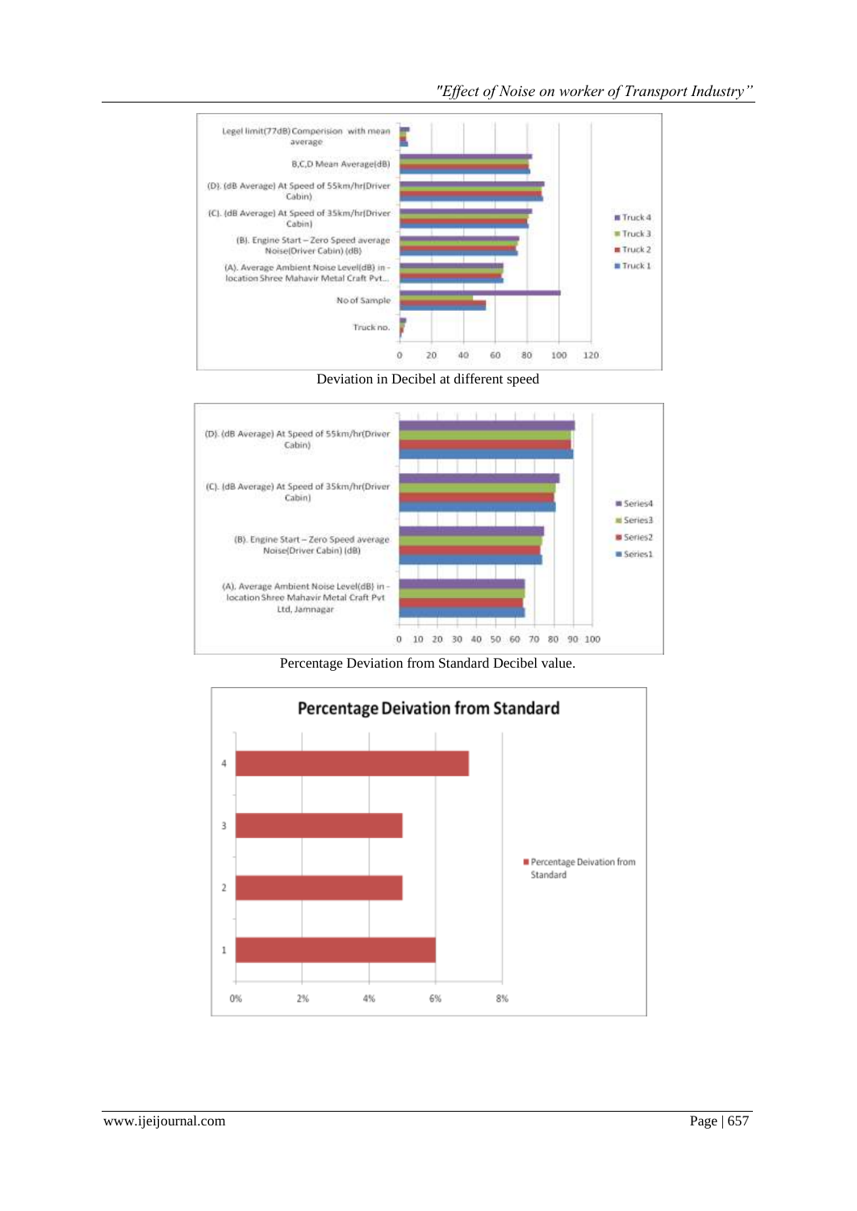Deviation in Decibel at different speed

Percentage Deviation from Standard Decibel value.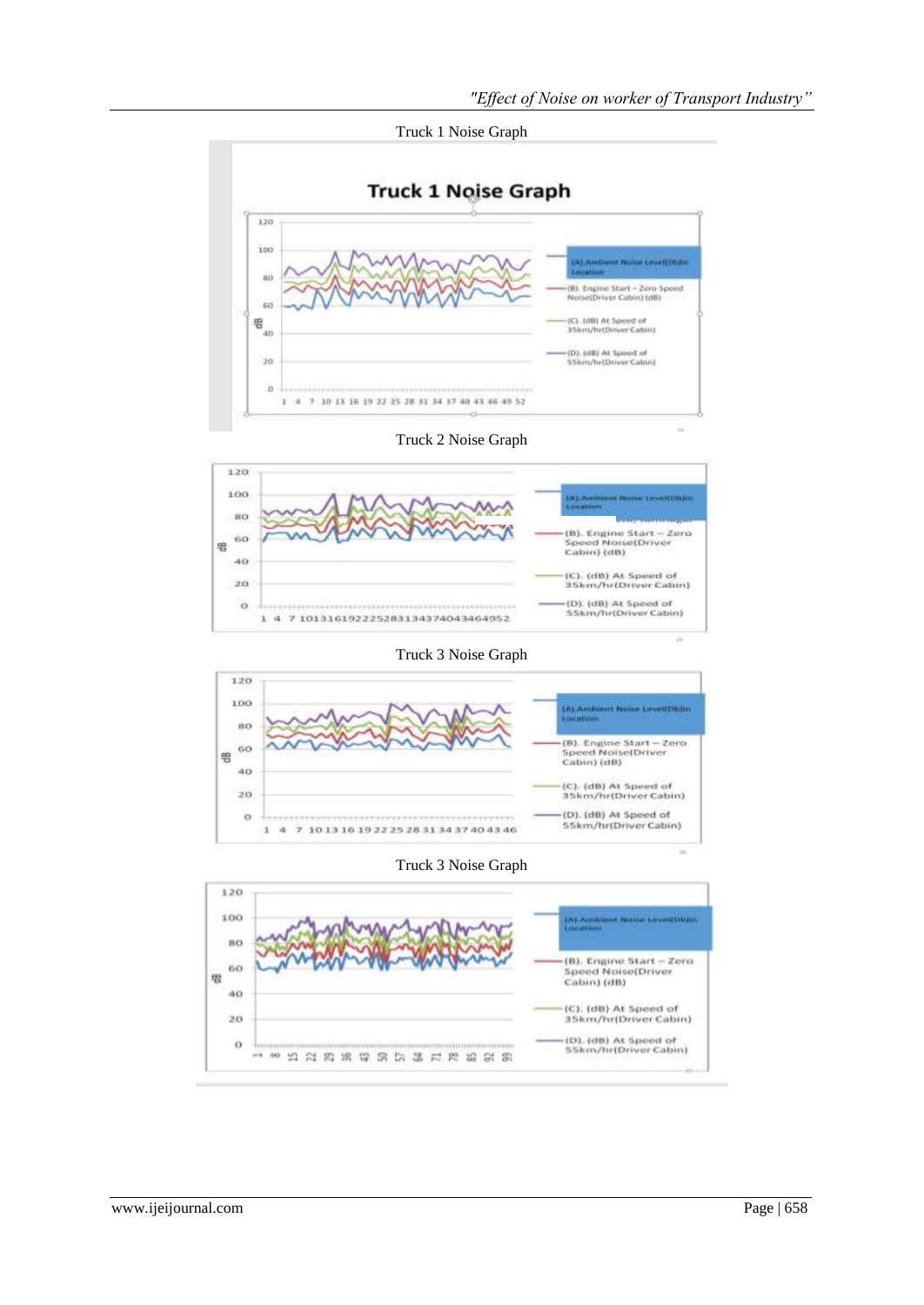Truck 1 Noise Graph

Truck 2 Noise Graph

Truck 3 Noise Graph

Truck 3 Noise Graph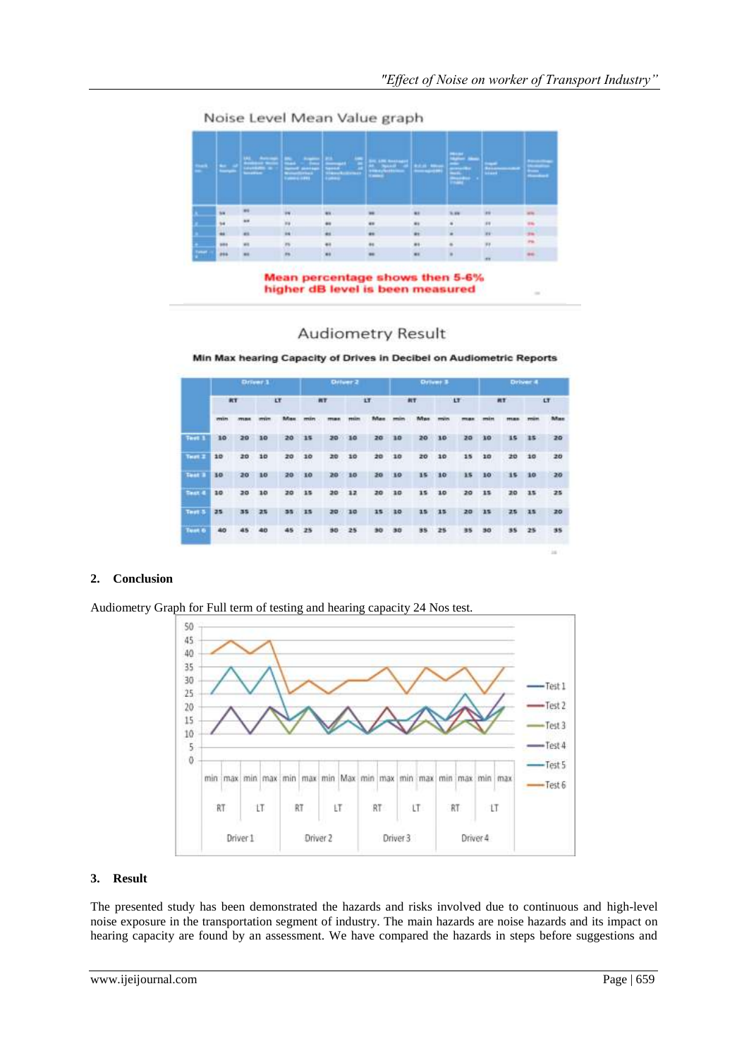Noise Level Mean Value graph

Mean percentage shows then 5-6% higher dB level is been measured

Audiometry Result

**Min Max hearing Capacity of Drives in Decibel on Audiometric Reports**

| | Driver 1 | | | | Driver 2 | | | | Driver 3 | | | | Driver 4 | | | |
|---|---|---|---|---|---|---|---|---|---|---|---|---|---|---|---|---|
| | RT | | LT | | RT | | LT | | RT | | LT | | RT | | LT | |
| | min | max | min | Max | min | max | min | Max | min | Max | min | max | min | max | min | Max |
| Test 1 | 10 | 20 | 10 | 20 | 15 | 20 | 10 | 20 | 10 | 20 | 10 | 20 | 10 | 15 | 15 | 20 |
| Test 2 | 10 | 20 | 10 | 20 | 10 | 20 | 10 | 20 | 10 | 20 | 10 | 15 | 10 | 20 | 10 | 20 |
| Test 3 | 10 | 20 | 10 | 20 | 10 | 20 | 10 | 20 | 10 | 15 | 10 | 15 | 10 | 15 | 10 | 20 |
| Test 4 | 10 | 20 | 10 | 20 | 15 | 20 | 12 | 20 | 10 | 15 | 10 | 20 | 15 | 20 | 15 | 25 |
| Test 5 | 25 | 35 | 25 | 35 | 15 | 20 | 10 | 15 | 10 | 15 | 15 | 20 | 15 | 25 | 15 | 20 |
| Test 6 | 40 | 45 | 40 | 45 | 25 | 30 | 25 | 30 | 30 | 35 | 25 | 35 | 30 | 35 | 25 | 35 |

## 2. Conclusion

Audiometry Graph for Full term of testing and hearing capacity 24 Nos test.

## 3. Result

The presented study has been demonstrated the hazards and risks involved due to continuous and high-level noise exposure in the transportation segment of industry. The main hazards are noise hazards and its impact on hearing capacity are found by an assessment. We have compared the hazards in steps before suggestions and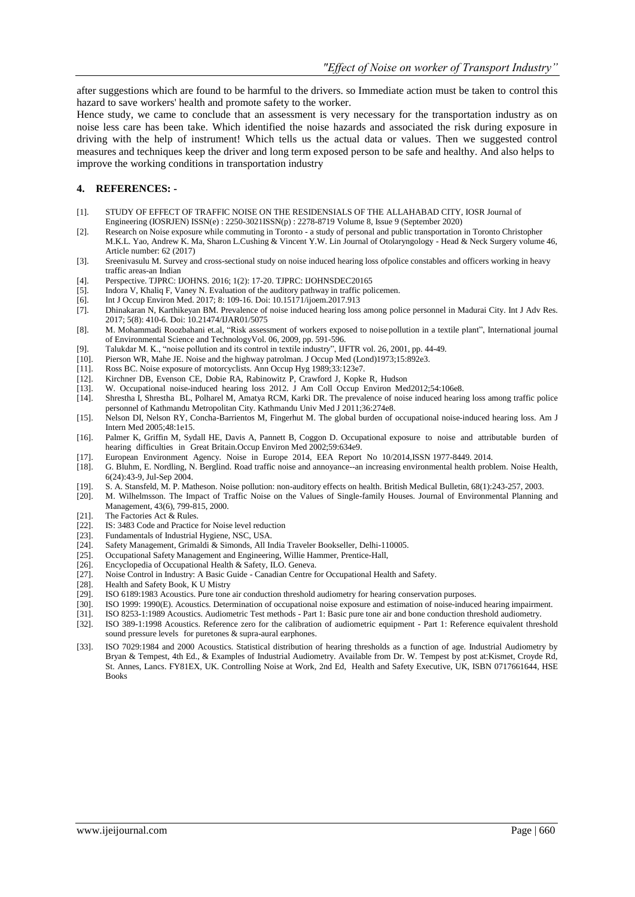after suggestions which are found to be harmful to the drivers. so Immediate action must be taken to control this hazard to save workers' health and promote safety to the worker.

Hence study, we came to conclude that an assessment is very necessary for the transportation industry as on noise less care has been take. Which identified the noise hazards and associated the risk during exposure in driving with the help of instrument! Which tells us the actual data or values. Then we suggested control measures and techniques keep the driver and long term exposed person to be safe and healthy. And also helps to improve the working conditions in transportation industry

## 4. REFERENCES: -

[1]. STUDY OF EFFECT OF TRAFFIC NOISE ON THE RESIDENSIALS OF THE ALLAHABAD CITY, IOSR Journal of Engineering (IOSRJEN) ISSN(e) : 2250-3021ISSN(p) : 2278-8719 Volume 8, Issue 9 (September 2020)

[2]. Research on Noise exposure while commuting in Toronto - a study of personal and public transportation in Toronto Christopher M.K.L. Yao, Andrew K. Ma, Sharon L.Cushing & Vincent Y.W. Lin Journal of Otolaryngology - Head & Neck Surgery volume 46, Article number: 62 (2017)

[3]. Sreenivasulu M. Survey and cross-sectional study on noise induced hearing loss ofpolice constables and officers working in heavy traffic areas-an Indian

[4]. Perspective. TJPRC: IJOHNS. 2016; 1(2): 17-20. TJPRC: IJOHNSDEC20165

[5]. Indora V, Khaliq F, Vaney N. Evaluation of the auditory pathway in traffic policemen.

[6]. Int J Occup Environ Med. 2017; 8: 109-16. Doi: 10.15171/ijoem.2017.913

[7]. Dhinakaran N, Karthikeyan BM. Prevalence of noise induced hearing loss among police personnel in Madurai City. Int J Adv Res. 2017; 5(8): 410-6. Doi: 10.21474/IJAR01/5075

[8]. M. Mohammadi Roozbahani et.al, "Risk assessment of workers exposed to noise pollution in a textile plant", International journal of Environmental Science and TechnologyVol. 06, 2009, pp. 591-596.

[9]. Talukdar M. K., "noise pollution and its control in textile industry", IJFTR vol. 26, 2001, pp. 44-49.

[10]. Pierson WR, Mahe JE. Noise and the highway patrolman. J Occup Med (Lond)1973;15:892e3.

[11]. Ross BC. Noise exposure of motorcyclists. Ann Occup Hyg 1989;33:123e7.

[12]. Kirchner DB, Evenson CE, Dobie RA, Rabinowitz P, Crawford J, Kopke R, Hudson

[13]. W. Occupational noise-induced hearing loss 2012. J Am Coll Occup Environ Med2012;54:106e8.

[14]. Shrestha I, Shrestha BL, Polharel M, Amatya RCM, Karki DR. The prevalence of noise induced hearing loss among traffic police personnel of Kathmandu Metropolitan City. Kathmandu Univ Med J 2011;36:274e8.

[15]. Nelson DI, Nelson RY, Concha-Barrientos M, Fingerhut M. The global burden of occupational noise-induced hearing loss. Am J Intern Med 2005;48:1e15.

[16]. Palmer K, Griffin M, Sydall HE, Davis A, Pannett B, Coggon D. Occupational exposure to noise and attributable burden of hearing difficulties in Great Britain.Occup Environ Med 2002;59:634e9.

[17]. European Environment Agency. Noise in Europe 2014, EEA Report No 10/2014,ISSN 1977-8449. 2014.

[18]. G. Bluhm, E. Nordling, N. Berglind. Road traffic noise and annoyance--an increasing environmental health problem. Noise Health, 6(24):43-9, Jul-Sep 2004.

[19]. S. A. Stansfeld, M. P. Matheson. Noise pollution: non-auditory effects on health. British Medical Bulletin, 68(1):243-257, 2003.

[20]. M. Wilhelmsson. The Impact of Traffic Noise on the Values of Single-family Houses. Journal of Environmental Planning and Management, 43(6), 799-815, 2000.

[21]. The Factories Act & Rules.

[22]. IS: 3483 Code and Practice for Noise level reduction

[23]. Fundamentals of Industrial Hygiene, NSC, USA.

[24]. Safety Management, Grimaldi & Simonds, All India Traveler Bookseller, Delhi-110005.

[25]. Occupational Safety Management and Engineering, Willie Hammer, Prentice-Hall,

[26]. Encyclopedia of Occupational Health & Safety, ILO. Geneva.

[27]. Noise Control in Industry: A Basic Guide - Canadian Centre for Occupational Health and Safety.

[28]. Health and Safety Book, K U Mistry

[29]. ISO 6189:1983 Acoustics. Pure tone air conduction threshold audiometry for hearing conservation purposes.

[30]. ISO 1999: 1990(E). Acoustics. Determination of occupational noise exposure and estimation of noise-induced hearing impairment.

[31]. ISO 8253-1:1989 Acoustics. Audiometric Test methods - Part 1: Basic pure tone air and bone conduction threshold audiometry.

[32]. ISO 389-1:1998 Acoustics. Reference zero for the calibration of audiometric equipment - Part 1: Reference equivalent threshold sound pressure levels for puretones & supra-aural earphones.

[33]. ISO 7029:1984 and 2000 Acoustics. Statistical distribution of hearing thresholds as a function of age. Industrial Audiometry by Bryan & Tempest, 4th Ed., & Examples of Industrial Audiometry. Available from Dr. W. Tempest by post at:Kismet, Croyde Rd, St. Annes, Lancs. FY81EX, UK. Controlling Noise at Work, 2nd Ed, Health and Safety Executive, UK, ISBN 0717661644, HSE Books